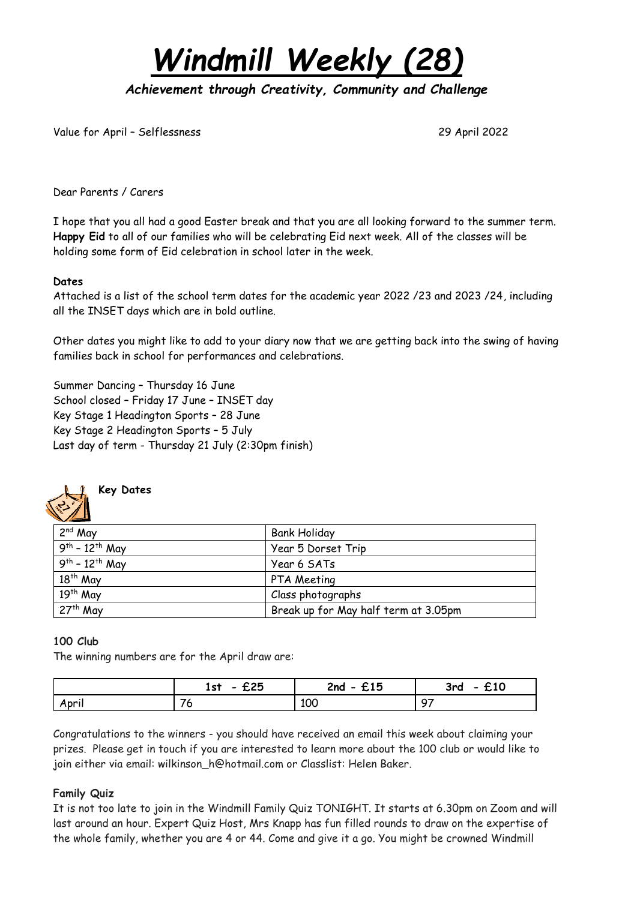# *Windmill Weekly (28)*

***Achievement through Creativity, Community and Challenge***

Value for April – Selflessness 29 April 2022

Dear Parents / Carers

I hope that you all had a good Easter break and that you are all looking forward to the summer term. **Happy Eid** to all of our families who will be celebrating Eid next week. All of the classes will be holding some form of Eid celebration in school later in the week.

**Dates**

Attached is a list of the school term dates for the academic year 2022 /23 and 2023 /24, including all the INSET days which are in bold outline.

Other dates you might like to add to your diary now that we are getting back into the swing of having families back in school for performances and celebrations.

Summer Dancing – Thursday 16 June
School closed – Friday 17 June – INSET day
Key Stage 1 Headington Sports – 28 June
Key Stage 2 Headington Sports – 5 July
Last day of term - Thursday 21 July (2:30pm finish)

**Key Dates**

| 2nd May | Bank Holiday |
|---|---|
| 9th – 12th May | Year 5 Dorset Trip |
| 9th – 12th May | Year 6 SATs |
| 18th May | PTA Meeting |
| 19th May | Class photographs |
| 27th May | Break up for May half term at 3.05pm |

**100 Club**

The winning numbers are for the April draw are:

| | 1st - £25 | 2nd - £15 | 3rd - £10 |
|---|---|---|---|
| April | 76 | 100 | 97 |

Congratulations to the winners - you should have received an email this week about claiming your prizes. Please get in touch if you are interested to learn more about the 100 club or would like to join either via email: wilkinson_h@hotmail.com or Classlist: Helen Baker.

**Family Quiz**

It is not too late to join in the Windmill Family Quiz TONIGHT. It starts at 6.30pm on Zoom and will last around an hour. Expert Quiz Host, Mrs Knapp has fun filled rounds to draw on the expertise of the whole family, whether you are 4 or 44. Come and give it a go. You might be crowned Windmill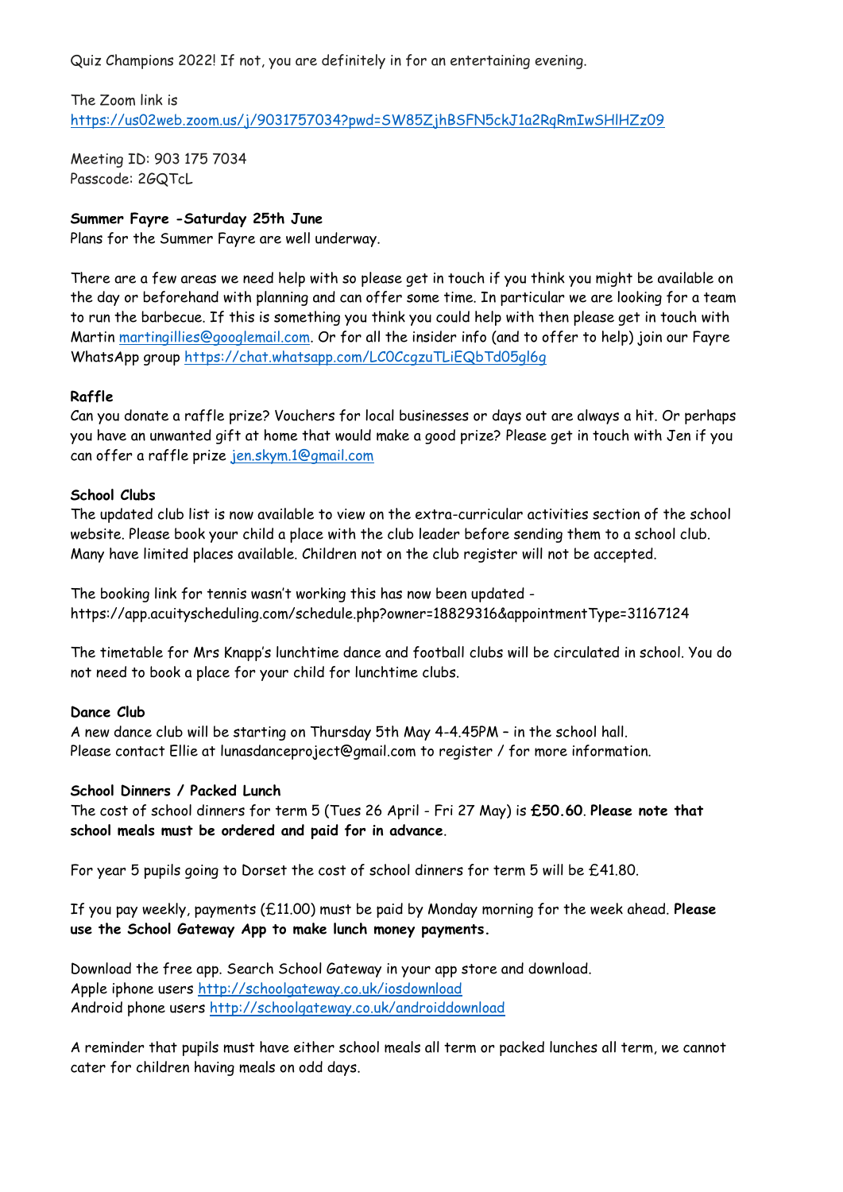Quiz Champions 2022! If not, you are definitely in for an entertaining evening.

The Zoom link is
https://us02web.zoom.us/j/9031757034?pwd=SW85ZjhBSFN5ckJ1a2RqRmIwSHlHZz09

Meeting ID: 903 175 7034
Passcode: 2GQTcL

**Summer Fayre -Saturday 25th June**
Plans for the Summer Fayre are well underway.

There are a few areas we need help with so please get in touch if you think you might be available on the day or beforehand with planning and can offer some time. In particular we are looking for a team to run the barbecue. If this is something you think you could help with then please get in touch with Martin martingillies@googlemail.com. Or for all the insider info (and to offer to help) join our Fayre WhatsApp group https://chat.whatsapp.com/LC0CcgzuTLiEQbTd05gl6g

**Raffle**
Can you donate a raffle prize? Vouchers for local businesses or days out are always a hit. Or perhaps you have an unwanted gift at home that would make a good prize? Please get in touch with Jen if you can offer a raffle prize jen.skym.1@gmail.com

**School Clubs**
The updated club list is now available to view on the extra-curricular activities section of the school website. Please book your child a place with the club leader before sending them to a school club. Many have limited places available. Children not on the club register will not be accepted.

The booking link for tennis wasn't working this has now been updated - https://app.acuityscheduling.com/schedule.php?owner=18829316&appointmentType=31167124

The timetable for Mrs Knapp's lunchtime dance and football clubs will be circulated in school. You do not need to book a place for your child for lunchtime clubs.

**Dance Club**
A new dance club will be starting on Thursday 5th May 4-4.45PM – in the school hall.
Please contact Ellie at lunasdanceproject@gmail.com to register / for more information.

**School Dinners / Packed Lunch**
The cost of school dinners for term 5 (Tues 26 April - Fri 27 May) is **£50.60**. **Please note that school meals must be ordered and paid for in advance**.

For year 5 pupils going to Dorset the cost of school dinners for term 5 will be £41.80.

If you pay weekly, payments (£11.00) must be paid by Monday morning for the week ahead. **Please use the School Gateway App to make lunch money payments.**

Download the free app. Search School Gateway in your app store and download.
Apple iphone users http://schoolgateway.co.uk/iosdownload
Android phone users http://schoolgateway.co.uk/androiddownload

A reminder that pupils must have either school meals all term or packed lunches all term, we cannot cater for children having meals on odd days.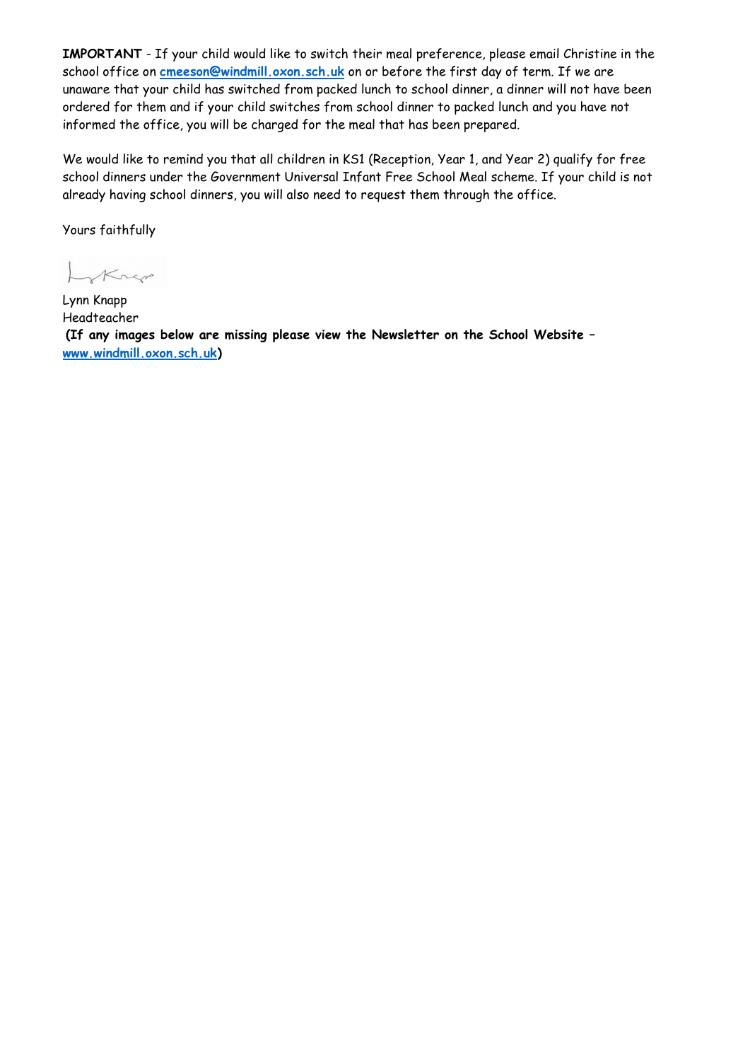**IMPORTANT** - If your child would like to switch their meal preference, please email Christine in the school office on **cmeeson@windmill.oxon.sch.uk** on or before the first day of term. If we are unaware that your child has switched from packed lunch to school dinner, a dinner will not have been ordered for them and if your child switches from school dinner to packed lunch and you have not informed the office, you will be charged for the meal that has been prepared.

We would like to remind you that all children in KS1 (Reception, Year 1, and Year 2) qualify for free school dinners under the Government Universal Infant Free School Meal scheme. If your child is not already having school dinners, you will also need to request them through the office.

Yours faithfully

Lynn Knapp
Headteacher

**(If any images below are missing please view the Newsletter on the School Website – www.windmill.oxon.sch.uk)**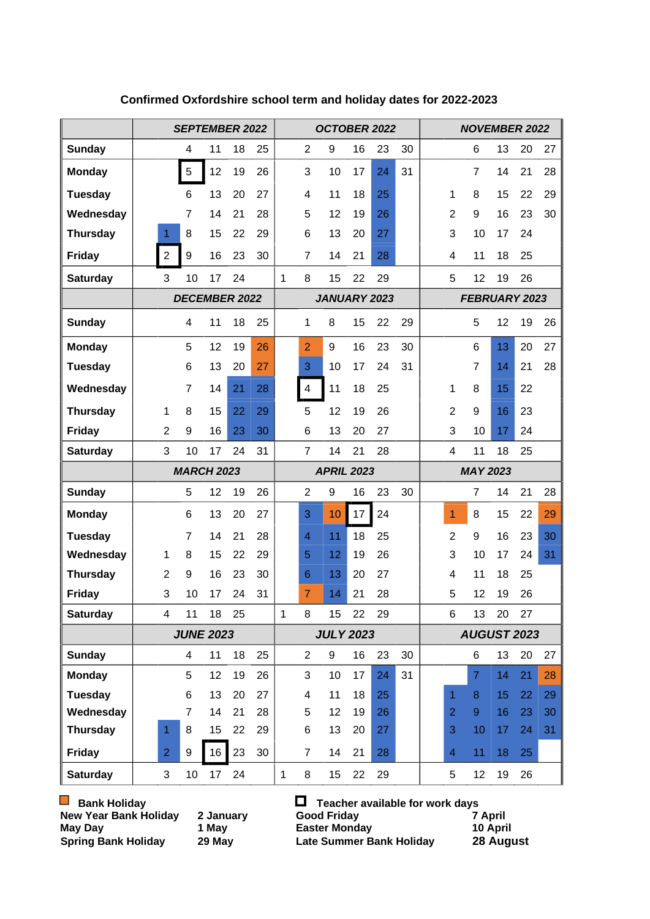# Confirmed Oxfordshire school term and holiday dates for 2022-2023

| | SEPTEMBER 2022 | | | | | OCTOBER 2022 | | | | | | NOVEMBER 2022 | | | | |
|---|---|---|---|---|---|---|---|---|---|---|---|---|---|---|---|---|
| Sunday | | 4 | 11 | 18 | 25 | | 2 | 9 | 16 | 23 | 30 | | 6 | 13 | 20 | 27 |
| Monday | | 5 | 12 | 19 | 26 | | 3 | 10 | 17 | 24 | 31 | | 7 | 14 | 21 | 28 |
| Tuesday | | 6 | 13 | 20 | 27 | | 4 | 11 | 18 | 25 | | 1 | 8 | 15 | 22 | 29 |
| Wednesday | | 7 | 14 | 21 | 28 | | 5 | 12 | 19 | 26 | | 2 | 9 | 16 | 23 | 30 |
| Thursday | 1 | 8 | 15 | 22 | 29 | | 6 | 13 | 20 | 27 | | 3 | 10 | 17 | 24 | |
| Friday | 2 | 9 | 16 | 23 | 30 | | 7 | 14 | 21 | 28 | | 4 | 11 | 18 | 25 | |
| Saturday | 3 | 10 | 17 | 24 | | 1 | 8 | 15 | 22 | 29 | | 5 | 12 | 19 | 26 | |
| | **DECEMBER 2022** | | | | | **JANUARY 2023** | | | | | | **FEBRUARY 2023** | | | | |
| Sunday | | 4 | 11 | 18 | 25 | | 1 | 8 | 15 | 22 | 29 | | 5 | 12 | 19 | 26 |
| Monday | | 5 | 12 | 19 | 26 | | 2 | 9 | 16 | 23 | 30 | | 6 | 13 | 20 | 27 |
| Tuesday | | 6 | 13 | 20 | 27 | | 3 | 10 | 17 | 24 | 31 | | 7 | 14 | 21 | 28 |
| Wednesday | | 7 | 14 | 21 | 28 | | 4 | 11 | 18 | 25 | | 1 | 8 | 15 | 22 | |
| Thursday | 1 | 8 | 15 | 22 | 29 | | 5 | 12 | 19 | 26 | | 2 | 9 | 16 | 23 | |
| Friday | 2 | 9 | 16 | 23 | 30 | | 6 | 13 | 20 | 27 | | 3 | 10 | 17 | 24 | |
| Saturday | 3 | 10 | 17 | 24 | 31 | | 7 | 14 | 21 | 28 | | 4 | 11 | 18 | 25 | |
| | **MARCH 2023** | | | | | **APRIL 2023** | | | | | | **MAY 2023** | | | | |
| Sunday | | 5 | 12 | 19 | 26 | | 2 | 9 | 16 | 23 | 30 | | 7 | 14 | 21 | 28 |
| Monday | | 6 | 13 | 20 | 27 | | 3 | 10 | 17 | 24 | | 1 | 8 | 15 | 22 | 29 |
| Tuesday | | 7 | 14 | 21 | 28 | | 4 | 11 | 18 | 25 | | 2 | 9 | 16 | 23 | 30 |
| Wednesday | 1 | 8 | 15 | 22 | 29 | | 5 | 12 | 19 | 26 | | 3 | 10 | 17 | 24 | 31 |
| Thursday | 2 | 9 | 16 | 23 | 30 | | 6 | 13 | 20 | 27 | | 4 | 11 | 18 | 25 | |
| Friday | 3 | 10 | 17 | 24 | 31 | | 7 | 14 | 21 | 28 | | 5 | 12 | 19 | 26 | |
| Saturday | 4 | 11 | 18 | 25 | | 1 | 8 | 15 | 22 | 29 | | 6 | 13 | 20 | 27 | |
| | **JUNE 2023** | | | | | **JULY 2023** | | | | | | **AUGUST 2023** | | | | |
| Sunday | | 4 | 11 | 18 | 25 | | 2 | 9 | 16 | 23 | 30 | | 6 | 13 | 20 | 27 |
| Monday | | 5 | 12 | 19 | 26 | | 3 | 10 | 17 | 24 | 31 | | 7 | 14 | 21 | 28 |
| Tuesday | | 6 | 13 | 20 | 27 | | 4 | 11 | 18 | 25 | | 1 | 8 | 15 | 22 | 29 |
| Wednesday | | 7 | 14 | 21 | 28 | | 5 | 12 | 19 | 26 | | 2 | 9 | 16 | 23 | 30 |
| Thursday | 1 | 8 | 15 | 22 | 29 | | 6 | 13 | 20 | 27 | | 3 | 10 | 17 | 24 | 31 |
| Friday | 2 | 9 | 16 | 23 | 30 | | 7 | 14 | 21 | 28 | | 4 | 11 | 18 | 25 | |
| Saturday | 3 | 10 | 17 | 24 | | 1 | 8 | 15 | 22 | 29 | | 5 | 12 | 19 | 26 | |

**Bank Holiday**

| | |
|---|---|
| New Year Bank Holiday | 2 January |
| May Day | 1 May |
| Spring Bank Holiday | 29 May |

**Teacher available for work days**

| | |
|---|---|
| Good Friday | 7 April |
| Easter Monday | 10 April |
| Late Summer Bank Holiday | 28 August |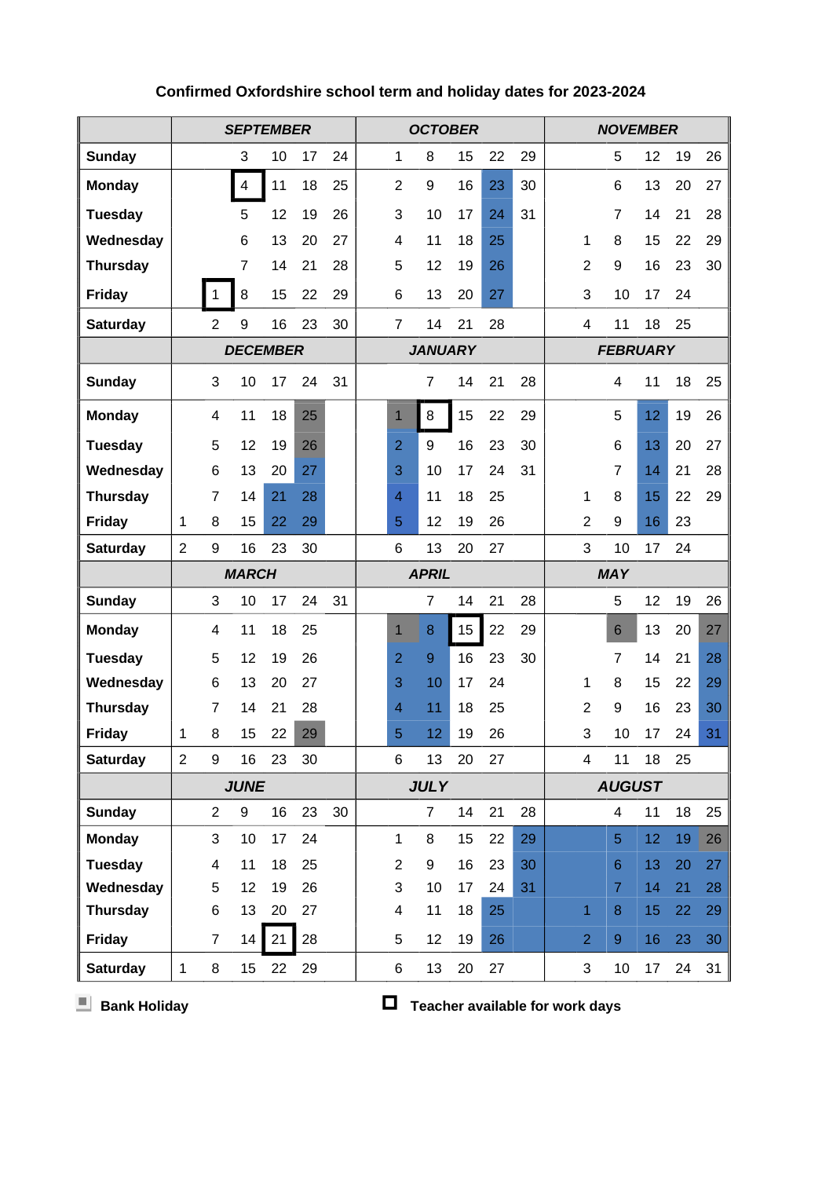# Confirmed Oxfordshire school term and holiday dates for 2023-2024

| | SEPTEMBER | | | | | OCTOBER | | | | | NOVEMBER | | | | |
|---|---|---|---|---|---|---|---|---|---|---|---|---|---|---|---|
| **Sunday** | | 3 | 10 | 17 | 24 | 1 | 8 | 15 | 22 | 29 | | 5 | 12 | 19 | 26 |
| **Monday** | | 4 | 11 | 18 | 25 | 2 | 9 | 16 | 23 | 30 | | 6 | 13 | 20 | 27 |
| **Tuesday** | | 5 | 12 | 19 | 26 | 3 | 10 | 17 | 24 | 31 | | 7 | 14 | 21 | 28 |
| **Wednesday** | | 6 | 13 | 20 | 27 | 4 | 11 | 18 | 25 | | 1 | 8 | 15 | 22 | 29 |
| **Thursday** | | 7 | 14 | 21 | 28 | 5 | 12 | 19 | 26 | | 2 | 9 | 16 | 23 | 30 |
| **Friday** | 1 | 8 | 15 | 22 | 29 | 6 | 13 | 20 | 27 | | 3 | 10 | 17 | 24 | |
| **Saturday** | 2 | 9 | 16 | 23 | 30 | 7 | 14 | 21 | 28 | | 4 | 11 | 18 | 25 | |
| | **DECEMBER** | | | | | **JANUARY** | | | | | **FEBRUARY** | | | | |
| **Sunday** | | 3 | 10 | 17 | 24 | 31 | 7 | 14 | 21 | 28 | | 4 | 11 | 18 | 25 |
| **Monday** | | 4 | 11 | 18 | 25 | 1 | 8 | 15 | 22 | 29 | | 5 | 12 | 19 | 26 |
| **Tuesday** | | 5 | 12 | 19 | 26 | 2 | 9 | 16 | 23 | 30 | | 6 | 13 | 20 | 27 |
| **Wednesday** | | 6 | 13 | 20 | 27 | 3 | 10 | 17 | 24 | 31 | | 7 | 14 | 21 | 28 |
| **Thursday** | | 7 | 14 | 21 | 28 | 4 | 11 | 18 | 25 | | 1 | 8 | 15 | 22 | 29 |
| **Friday** | 1 | 8 | 15 | 22 | 29 | 5 | 12 | 19 | 26 | | 2 | 9 | 16 | 23 | |
| **Saturday** | 2 | 9 | 16 | 23 | 30 | 6 | 13 | 20 | 27 | | 3 | 10 | 17 | 24 | |
| | **MARCH** | | | | | **APRIL** | | | | | **MAY** | | | | |
| **Sunday** | | 3 | 10 | 17 | 24 | 31 | 7 | 14 | 21 | 28 | | 5 | 12 | 19 | 26 |
| **Monday** | | 4 | 11 | 18 | 25 | 1 | 8 | 15 | 22 | 29 | | 6 | 13 | 20 | 27 |
| **Tuesday** | | 5 | 12 | 19 | 26 | 2 | 9 | 16 | 23 | 30 | | 7 | 14 | 21 | 28 |
| **Wednesday** | | 6 | 13 | 20 | 27 | 3 | 10 | 17 | 24 | | 1 | 8 | 15 | 22 | 29 |
| **Thursday** | | 7 | 14 | 21 | 28 | 4 | 11 | 18 | 25 | | 2 | 9 | 16 | 23 | 30 |
| **Friday** | 1 | 8 | 15 | 22 | 29 | 5 | 12 | 19 | 26 | | 3 | 10 | 17 | 24 | 31 |
| **Saturday** | 2 | 9 | 16 | 23 | 30 | 6 | 13 | 20 | 27 | | 4 | 11 | 18 | 25 | |
| | **JUNE** | | | | | **JULY** | | | | | **AUGUST** | | | | |
| **Sunday** | | 2 | 9 | 16 | 23 | 30 | 7 | 14 | 21 | 28 | | 4 | 11 | 18 | 25 |
| **Monday** | | 3 | 10 | 17 | 24 | 1 | 8 | 15 | 22 | 29 | | 5 | 12 | 19 | 26 |
| **Tuesday** | | 4 | 11 | 18 | 25 | 2 | 9 | 16 | 23 | 30 | | 6 | 13 | 20 | 27 |
| **Wednesday** | | 5 | 12 | 19 | 26 | 3 | 10 | 17 | 24 | 31 | | 7 | 14 | 21 | 28 |
| **Thursday** | | 6 | 13 | 20 | 27 | 4 | 11 | 18 | 25 | | 1 | 8 | 15 | 22 | 29 |
| **Friday** | | 7 | 14 | 21 | 28 | 5 | 12 | 19 | 26 | | 2 | 9 | 16 | 23 | 30 |
| **Saturday** | 1 | 8 | 15 | 22 | 29 | 6 | 13 | 20 | 27 | | 3 | 10 | 17 | 24 | 31 |

**Bank Holiday** &nbsp;&nbsp;&nbsp; **Teacher available for work days**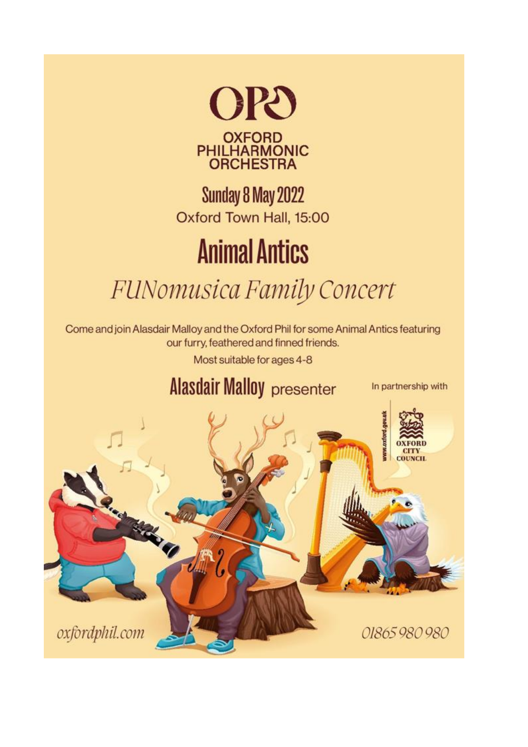# OPO

OXFORD PHILHARMONIC ORCHESTRA

## Sunday 8 May 2022

Oxford Town Hall, 15:00

# Animal Antics

## *FUNomusica Family Concert*

Come and join Alasdair Malloy and the Oxford Phil for some Animal Antics featuring our furry, feathered and finned friends.

Most suitable for ages 4-8

**Alasdair Malloy** presenter

In partnership with

www.oxford.gov.uk

OXFORD CITY COUNCIL

*oxfordphil.com*

*01865 980 980*